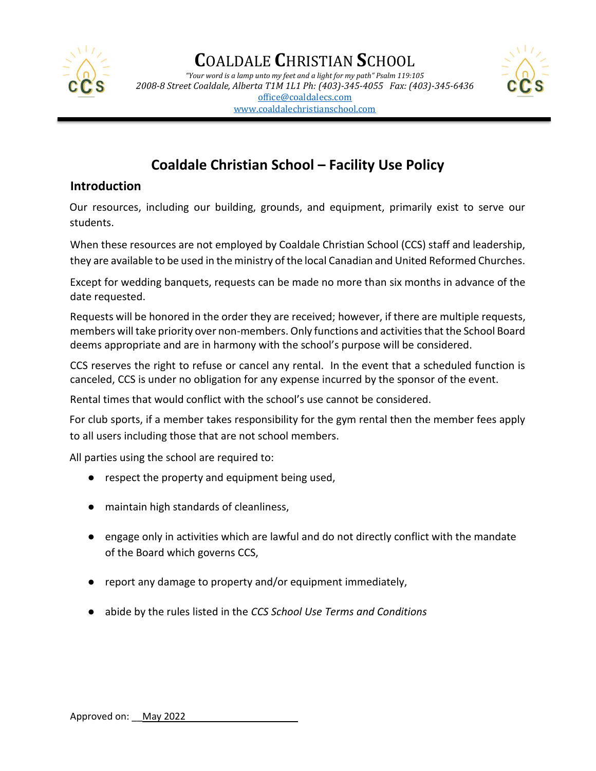# Coaldale Christian School

*"Your word is a lamp unto my feet and a light for my path" Psalm 119:105*

*2008-8 Street Coaldale, Alberta T1M 1L1 Ph: (403)-345-4055 Fax: (403)-345-6436*

office@coaldalecs.com

www.coaldalechristianschool.com

## Coaldale Christian School – Facility Use Policy

### Introduction

Our resources, including our building, grounds, and equipment, primarily exist to serve our students.

When these resources are not employed by Coaldale Christian School (CCS) staff and leadership, they are available to be used in the ministry of the local Canadian and United Reformed Churches.

Except for wedding banquets, requests can be made no more than six months in advance of the date requested.

Requests will be honored in the order they are received; however, if there are multiple requests, members will take priority over non-members. Only functions and activities that the School Board deems appropriate and are in harmony with the school's purpose will be considered.

CCS reserves the right to refuse or cancel any rental. In the event that a scheduled function is canceled, CCS is under no obligation for any expense incurred by the sponsor of the event.

Rental times that would conflict with the school's use cannot be considered.

For club sports, if a member takes responsibility for the gym rental then the member fees apply to all users including those that are not school members.

All parties using the school are required to:

- respect the property and equipment being used,
- maintain high standards of cleanliness,
- engage only in activities which are lawful and do not directly conflict with the mandate of the Board which governs CCS,
- report any damage to property and/or equipment immediately,
- abide by the rules listed in the *CCS School Use Terms and Conditions*

Approved on: May 2022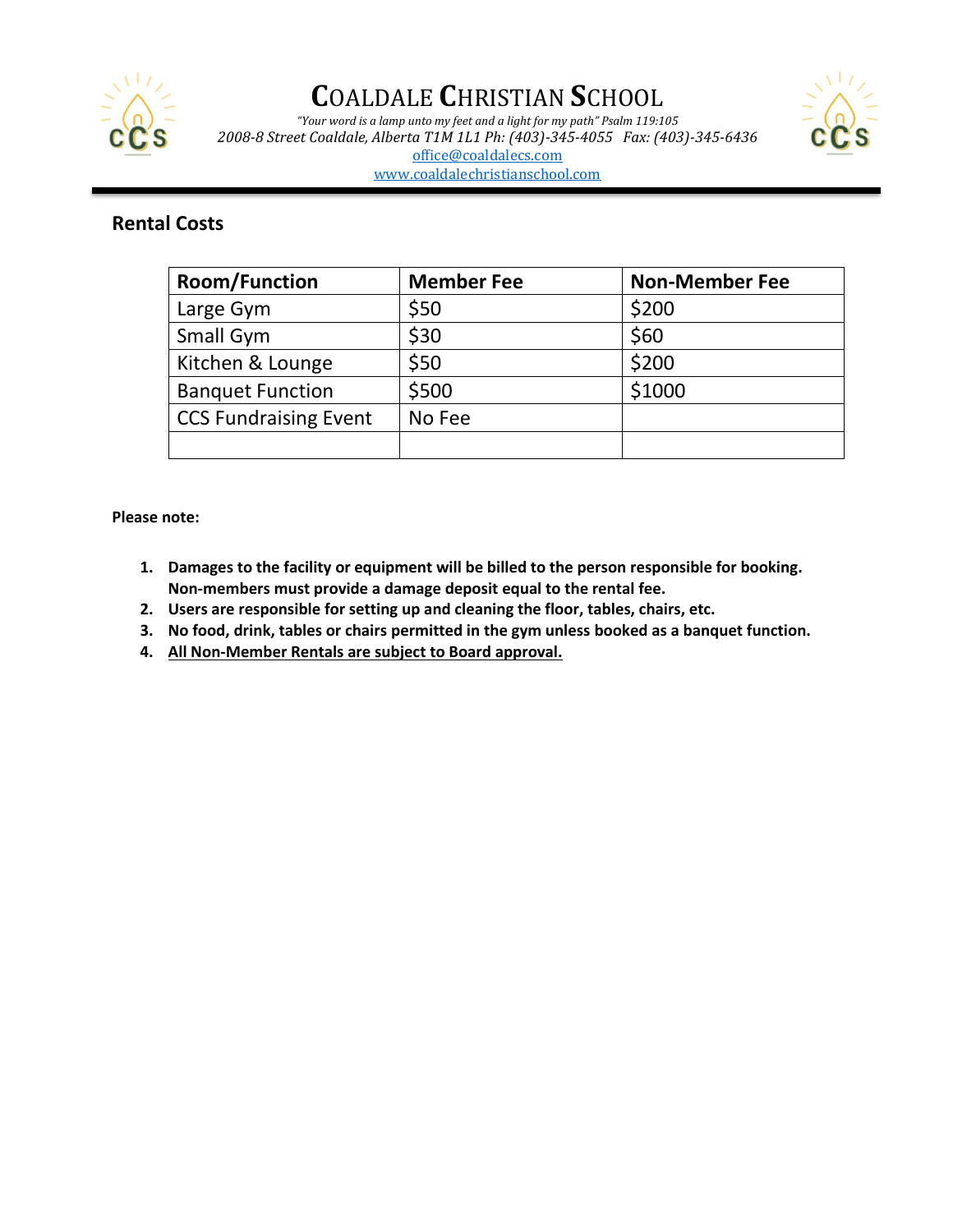# Coaldale Christian School

*"Your word is a lamp unto my feet and a light for my path" Psalm 119:105*

*2008-8 Street Coaldale, Alberta T1M 1L1 Ph: (403)-345-4055 Fax: (403)-345-6436*

office@coaldalecs.com

www.coaldalechristianschool.com

## Rental Costs

| Room/Function | Member Fee | Non-Member Fee |
|---|---|---|
| Large Gym | $50 | $200 |
| Small Gym | $30 | $60 |
| Kitchen & Lounge | $50 | $200 |
| Banquet Function | $500 | $1000 |
| CCS Fundraising Event | No Fee | |
| | | |

**Please note:**

1. **Damages to the facility or equipment will be billed to the person responsible for booking. Non-members must provide a damage deposit equal to the rental fee.**
2. **Users are responsible for setting up and cleaning the floor, tables, chairs, etc.**
3. **No food, drink, tables or chairs permitted in the gym unless booked as a banquet function.**
4. **All Non-Member Rentals are subject to Board approval.**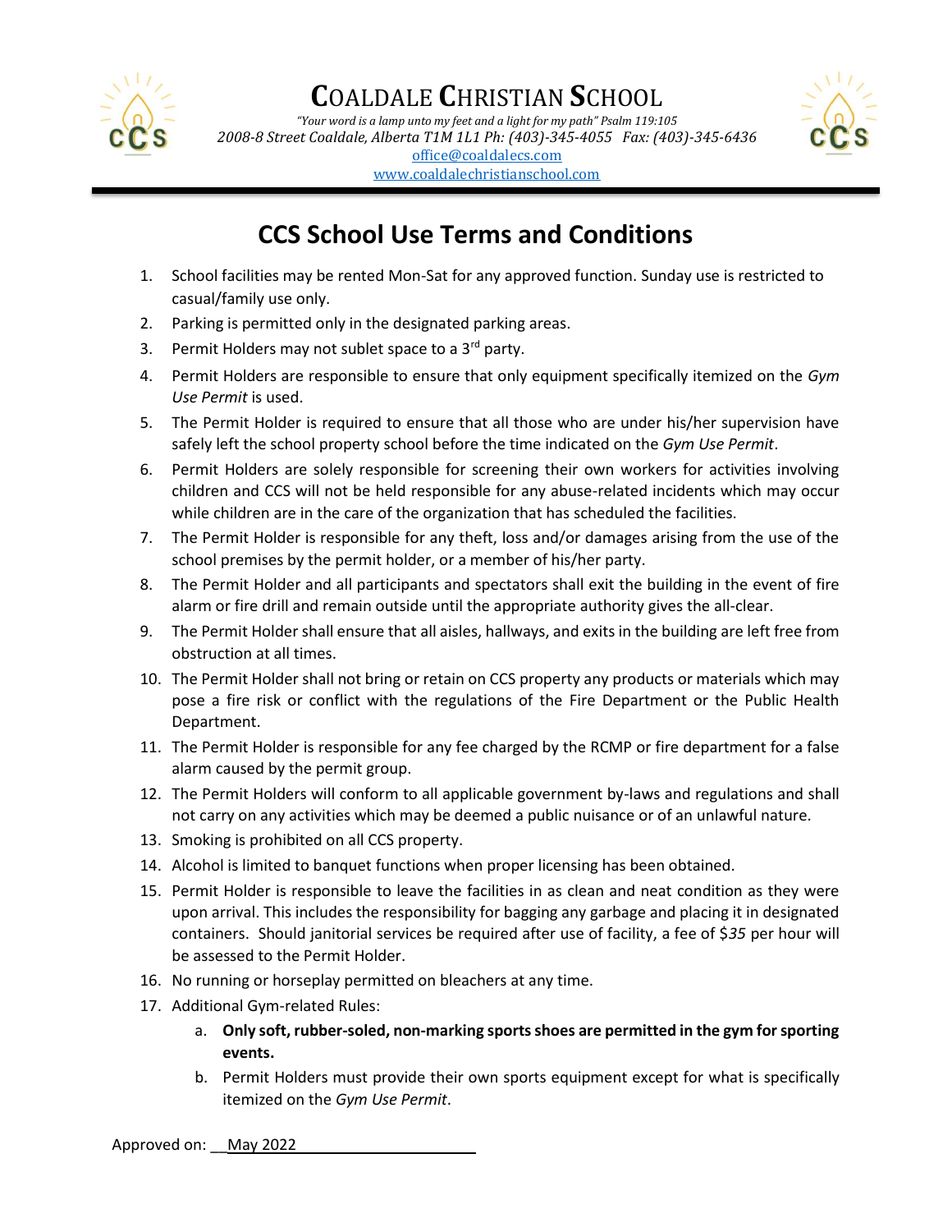# COALDALE CHRISTIAN SCHOOL

*"Your word is a lamp unto my feet and a light for my path" Psalm 119:105*

*2008-8 Street Coaldale, Alberta T1M 1L1 Ph: (403)-345-4055 Fax: (403)-345-6436*

office@coaldalecs.com

www.coaldalechristianschool.com

## CCS School Use Terms and Conditions

1. School facilities may be rented Mon-Sat for any approved function. Sunday use is restricted to casual/family use only.
2. Parking is permitted only in the designated parking areas.
3. Permit Holders may not sublet space to a 3rd party.
4. Permit Holders are responsible to ensure that only equipment specifically itemized on the *Gym Use Permit* is used.
5. The Permit Holder is required to ensure that all those who are under his/her supervision have safely left the school property school before the time indicated on the *Gym Use Permit*.
6. Permit Holders are solely responsible for screening their own workers for activities involving children and CCS will not be held responsible for any abuse-related incidents which may occur while children are in the care of the organization that has scheduled the facilities.
7. The Permit Holder is responsible for any theft, loss and/or damages arising from the use of the school premises by the permit holder, or a member of his/her party.
8. The Permit Holder and all participants and spectators shall exit the building in the event of fire alarm or fire drill and remain outside until the appropriate authority gives the all-clear.
9. The Permit Holder shall ensure that all aisles, hallways, and exits in the building are left free from obstruction at all times.
10. The Permit Holder shall not bring or retain on CCS property any products or materials which may pose a fire risk or conflict with the regulations of the Fire Department or the Public Health Department.
11. The Permit Holder is responsible for any fee charged by the RCMP or fire department for a false alarm caused by the permit group.
12. The Permit Holders will conform to all applicable government by-laws and regulations and shall not carry on any activities which may be deemed a public nuisance or of an unlawful nature.
13. Smoking is prohibited on all CCS property.
14. Alcohol is limited to banquet functions when proper licensing has been obtained.
15. Permit Holder is responsible to leave the facilities in as clean and neat condition as they were upon arrival. This includes the responsibility for bagging any garbage and placing it in designated containers. Should janitorial services be required after use of facility, a fee of $*35* per hour will be assessed to the Permit Holder.
16. No running or horseplay permitted on bleachers at any time.
17. Additional Gym-related Rules:
    a. **Only soft, rubber-soled, non-marking sports shoes are permitted in the gym for sporting events.**
    b. Permit Holders must provide their own sports equipment except for what is specifically itemized on the *Gym Use Permit*.

Approved on: May 2022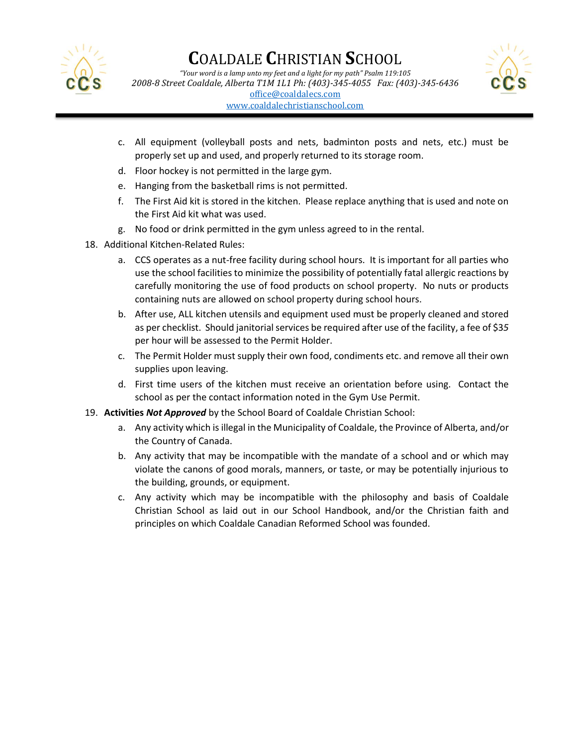c. All equipment (volleyball posts and nets, badminton posts and nets, etc.) must be properly set up and used, and properly returned to its storage room.

d. Floor hockey is not permitted in the large gym.

e. Hanging from the basketball rims is not permitted.

f. The First Aid kit is stored in the kitchen. Please replace anything that is used and note on the First Aid kit what was used.

g. No food or drink permitted in the gym unless agreed to in the rental.

18. Additional Kitchen-Related Rules:
    a. CCS operates as a nut-free facility during school hours. It is important for all parties who use the school facilities to minimize the possibility of potentially fatal allergic reactions by carefully monitoring the use of food products on school property. No nuts or products containing nuts are allowed on school property during school hours.
    b. After use, ALL kitchen utensils and equipment used must be properly cleaned and stored as per checklist. Should janitorial services be required after use of the facility, a fee of $35 per hour will be assessed to the Permit Holder.
    c. The Permit Holder must supply their own food, condiments etc. and remove all their own supplies upon leaving.
    d. First time users of the kitchen must receive an orientation before using. Contact the school as per the contact information noted in the Gym Use Permit.

19. **Activities *Not Approved*** by the School Board of Coaldale Christian School:
    a. Any activity which is illegal in the Municipality of Coaldale, the Province of Alberta, and/or the Country of Canada.
    b. Any activity that may be incompatible with the mandate of a school and or which may violate the canons of good morals, manners, or taste, or may be potentially injurious to the building, grounds, or equipment.
    c. Any activity which may be incompatible with the philosophy and basis of Coaldale Christian School as laid out in our School Handbook, and/or the Christian faith and principles on which Coaldale Canadian Reformed School was founded.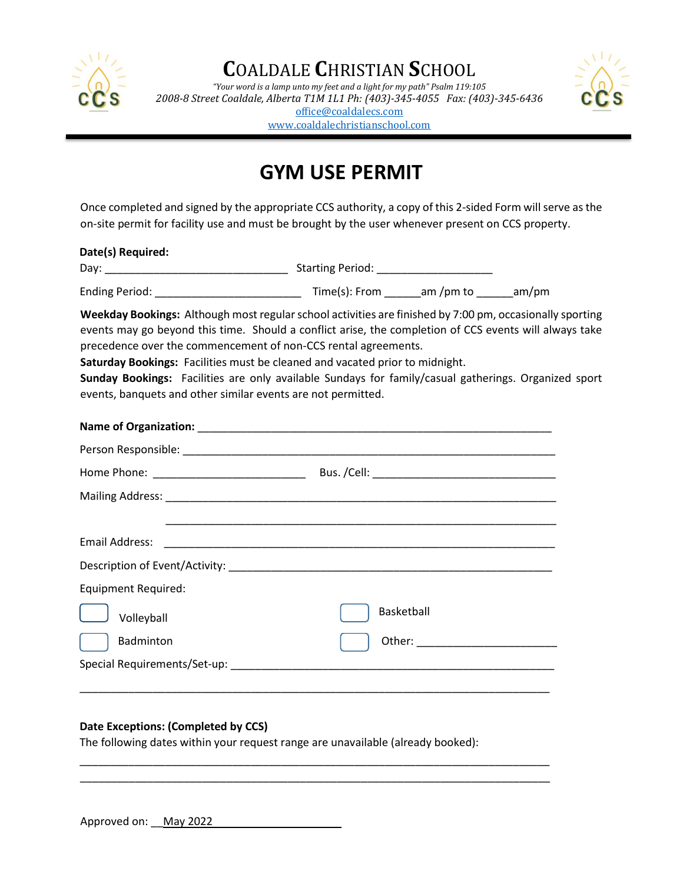# COALDALE CHRISTIAN SCHOOL

*"Your word is a lamp unto my feet and a light for my path" Psalm 119:105*

*2008-8 Street Coaldale, Alberta T1M 1L1 Ph: (403)-345-4055 Fax: (403)-345-6436*

office@coaldalecs.com

www.coaldalechristianschool.com

## GYM USE PERMIT

Once completed and signed by the appropriate CCS authority, a copy of this 2-sided Form will serve as the on-site permit for facility use and must be brought by the user whenever present on CCS property.

**Date(s) Required:**

Day: ______________________________ Starting Period: ___________________

Ending Period: ________________________ Time(s): From ______am /pm to ______am/pm

**Weekday Bookings:** Although most regular school activities are finished by 7:00 pm, occasionally sporting events may go beyond this time. Should a conflict arise, the completion of CCS events will always take precedence over the commencement of non-CCS rental agreements.

**Saturday Bookings:** Facilities must be cleaned and vacated prior to midnight.

**Sunday Bookings:** Facilities are only available Sundays for family/casual gatherings. Organized sport events, banquets and other similar events are not permitted.

**Name of Organization:** ________________________________________________________

Person Responsible: ___________________________________________________________

Home Phone: _________________________ Bus. /Cell: ______________________________

Mailing Address: ______________________________________________________________

______________________________________________________________

Email Address: ______________________________________________________________

Description of Event/Activity: ____________________________________________________

Equipment Required:

☐ Volleyball ☐ Basketball

☐ Badminton ☐ Other: _______________________

Special Requirements/Set-up: ____________________________________________________

____________________________________________________________________________

**Date Exceptions: (Completed by CCS)**

The following dates within your request range are unavailable (already booked):

____________________________________________________________________________

____________________________________________________________________________

Approved on: __May 2022______________________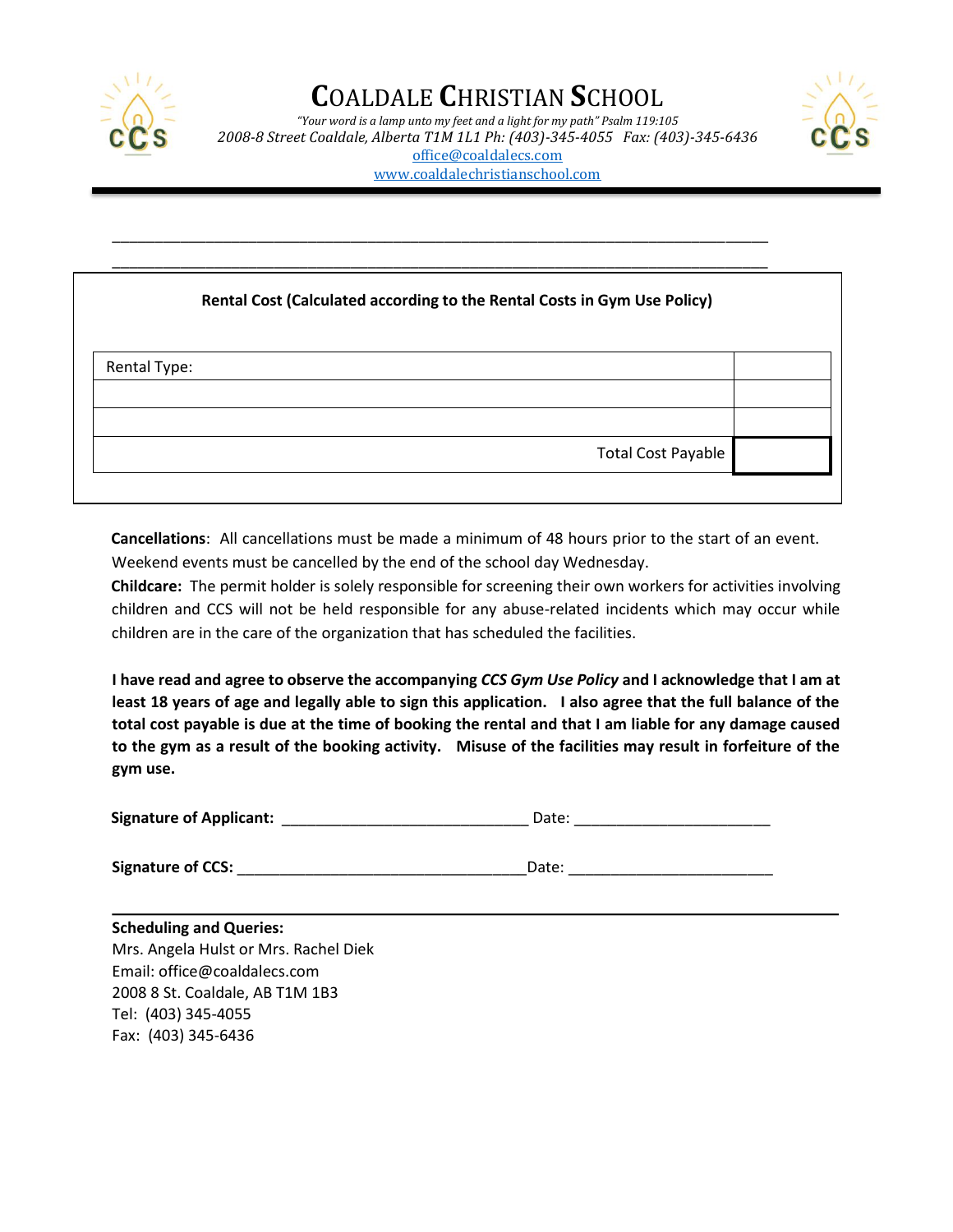# COALDALE CHRISTIAN SCHOOL

*"Your word is a lamp unto my feet and a light for my path" Psalm 119:105*

*2008-8 Street Coaldale, Alberta T1M 1L1 Ph: (403)-345-4055 Fax: (403)-345-6436*

office@coaldalecs.com

www.coaldalechristianschool.com

---

_______________________________________________________________________________

_______________________________________________________________________________

**Rental Cost (Calculated according to the Rental Costs in Gym Use Policy)**

| | |
|---|---|
| Rental Type: | |
| | |
| | |
| Total Cost Payable | |

**Cancellations**: All cancellations must be made a minimum of 48 hours prior to the start of an event. Weekend events must be cancelled by the end of the school day Wednesday.

**Childcare:** The permit holder is solely responsible for screening their own workers for activities involving children and CCS will not be held responsible for any abuse-related incidents which may occur while children are in the care of the organization that has scheduled the facilities.

**I have read and agree to observe the accompanying *CCS Gym Use Policy* and I acknowledge that I am at least 18 years of age and legally able to sign this application. I also agree that the full balance of the total cost payable is due at the time of booking the rental and that I am liable for any damage caused to the gym as a result of the booking activity. Misuse of the facilities may result in forfeiture of the gym use.**

**Signature of Applicant:** _____________________________ Date: _______________________

**Signature of CCS:** __________________________________Date: ________________________

---

**Scheduling and Queries:**

Mrs. Angela Hulst or Mrs. Rachel Diek

Email: office@coaldalecs.com

2008 8 St. Coaldale, AB T1M 1B3

Tel: (403) 345-4055

Fax: (403) 345-6436